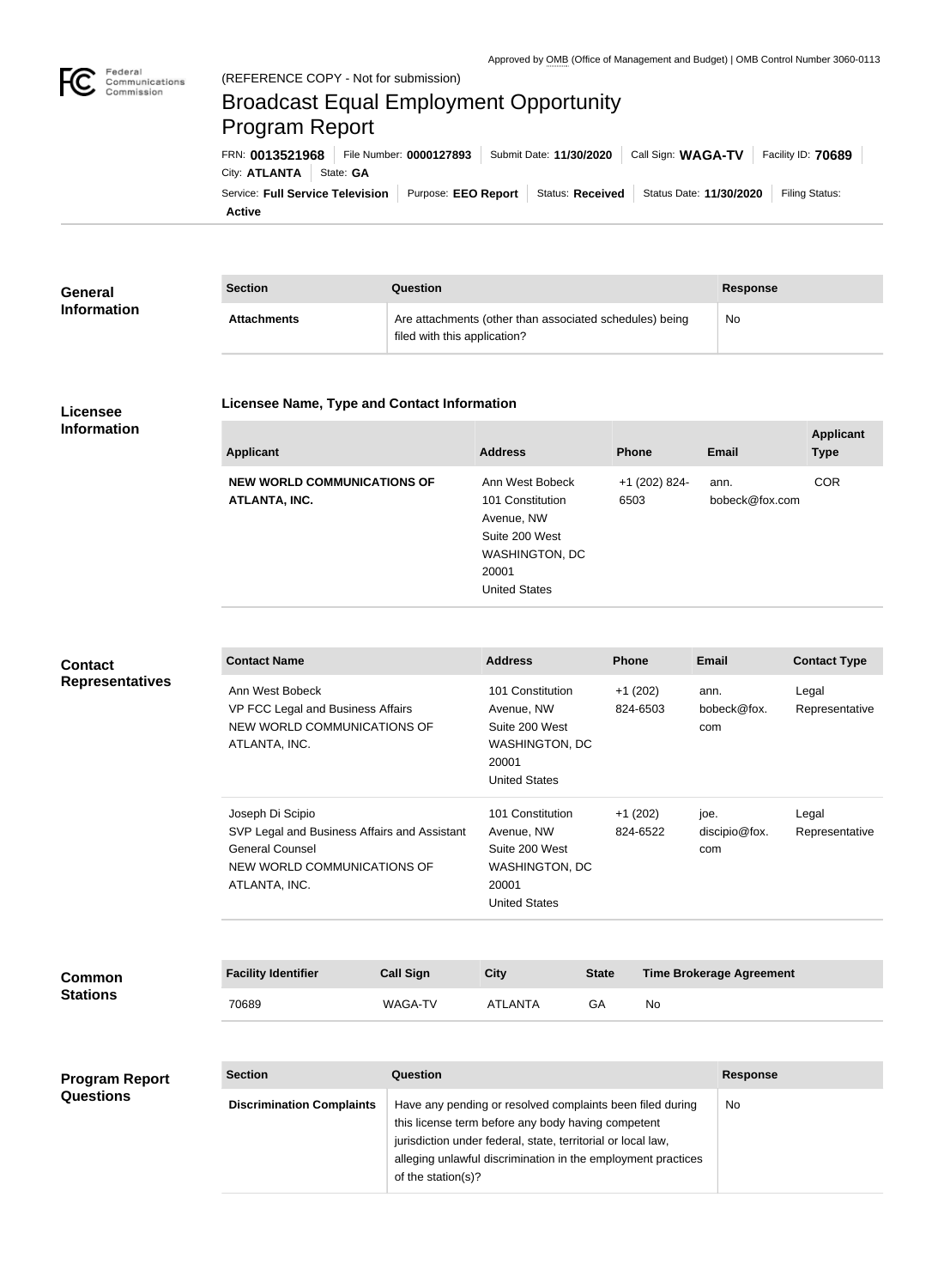Approved by OMB (Office of Management and Budget) | OMB Control Number 3060-0113

(REFERENCE COPY - Not for submission)

# Broadcast Equal Employment Opportunity Program Report

FRN: **0013521968** | File Number: **0000127893** | Submit Date: **11/30/2020** | Call Sign: **WAGA-TV** | Facility ID: **70689** | City: **ATLANTA** | State: **GA**

Service: **Full Service Television** | Purpose: **EEO Report** | Status: **Received** | Status Date: **11/30/2020** | Filing Status: **Active**

## General Information

| Section | Question | Response |
|---|---|---|
| **Attachments** | Are attachments (other than associated schedules) being filed with this application? | No |

## Licensee Information

### Licensee Name, Type and Contact Information

| Applicant | Address | Phone | Email | Applicant Type |
|---|---|---|---|---|
| **NEW WORLD COMMUNICATIONS OF ATLANTA, INC.** | Ann West Bobeck<br>101 Constitution Avenue, NW<br>Suite 200 West<br>WASHINGTON, DC 20001<br>United States | +1 (202) 824-6503 | ann.bobeck@fox.com | COR |

## Contact Representatives

| Contact Name | Address | Phone | Email | Contact Type |
|---|---|---|---|---|
| Ann West Bobeck<br>VP FCC Legal and Business Affairs<br>NEW WORLD COMMUNICATIONS OF ATLANTA, INC. | 101 Constitution Avenue, NW<br>Suite 200 West<br>WASHINGTON, DC 20001<br>United States | +1 (202) 824-6503 | ann.bobeck@fox.com | Legal Representative |
| Joseph Di Scipio<br>SVP Legal and Business Affairs and Assistant General Counsel<br>NEW WORLD COMMUNICATIONS OF ATLANTA, INC. | 101 Constitution Avenue, NW<br>Suite 200 West<br>WASHINGTON, DC 20001<br>United States | +1 (202) 824-6522 | joe.discipio@fox.com | Legal Representative |

## Common Stations

| Facility Identifier | Call Sign | City | State | Time Brokerage Agreement |
|---|---|---|---|---|
| 70689 | WAGA-TV | ATLANTA | GA | No |

## Program Report Questions

| Section | Question | Response |
|---|---|---|
| **Discrimination Complaints** | Have any pending or resolved complaints been filed during this license term before any body having competent jurisdiction under federal, state, territorial or local law, alleging unlawful discrimination in the employment practices of the station(s)? | No |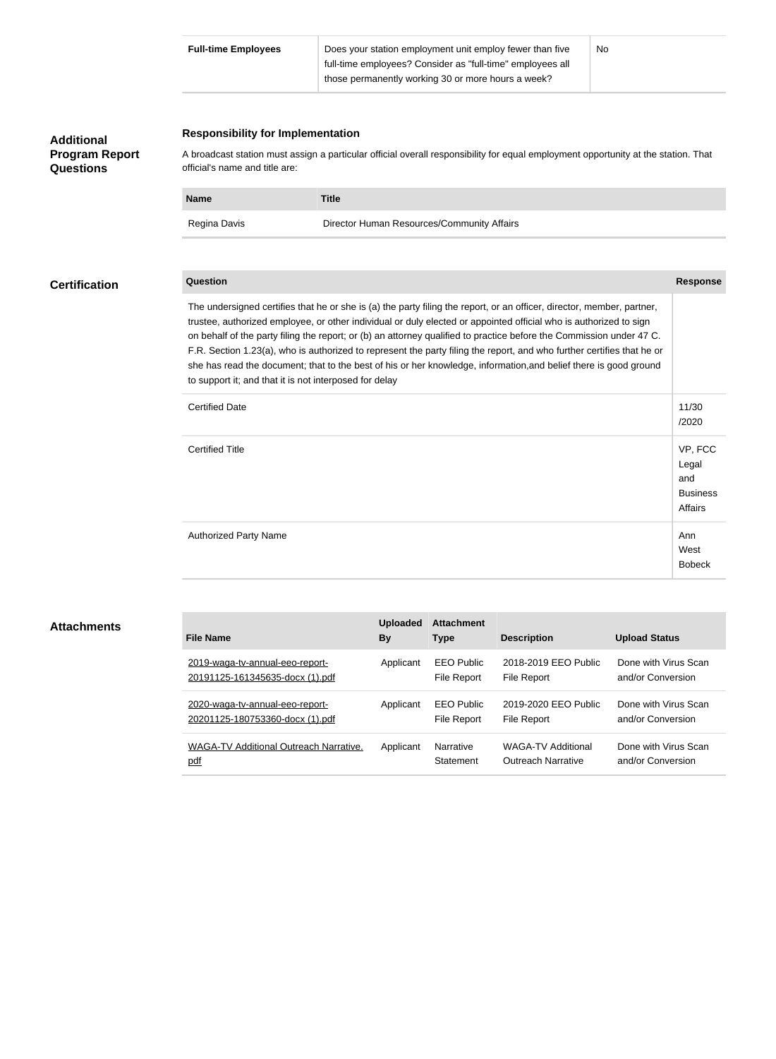| | | |
|---|---|---|
| **Full-time Employees** | Does your station employment unit employ fewer than five full-time employees? Consider as "full-time" employees all those permanently working 30 or more hours a week? | No |

## Additional Program Report Questions

### Responsibility for Implementation

A broadcast station must assign a particular official overall responsibility for equal employment opportunity at the station. That official's name and title are:

| Name | Title |
|---|---|
| Regina Davis | Director Human Resources/Community Affairs |

## Certification

| Question | Response |
|---|---|
| The undersigned certifies that he or she is (a) the party filing the report, or an officer, director, member, partner, trustee, authorized employee, or other individual or duly elected or appointed official who is authorized to sign on behalf of the party filing the report; or (b) an attorney qualified to practice before the Commission under 47 C. F.R. Section 1.23(a), who is authorized to represent the party filing the report, and who further certifies that he or she has read the document; that to the best of his or her knowledge, information,and belief there is good ground to support it; and that it is not interposed for delay | |
| Certified Date | 11/30/2020 |
| Certified Title | VP, FCC Legal and Business Affairs |
| Authorized Party Name | Ann West Bobeck |

## Attachments

| File Name | Uploaded By | Attachment Type | Description | Upload Status |
|---|---|---|---|---|
| 2019-waga-tv-annual-eeo-report-20191125-161345635-docx (1).pdf | Applicant | EEO Public File Report | 2018-2019 EEO Public File Report | Done with Virus Scan and/or Conversion |
| 2020-waga-tv-annual-eeo-report-20201125-180753360-docx (1).pdf | Applicant | EEO Public File Report | 2019-2020 EEO Public File Report | Done with Virus Scan and/or Conversion |
| WAGA-TV Additional Outreach Narrative.pdf | Applicant | Narrative Statement | WAGA-TV Additional Outreach Narrative | Done with Virus Scan and/or Conversion |